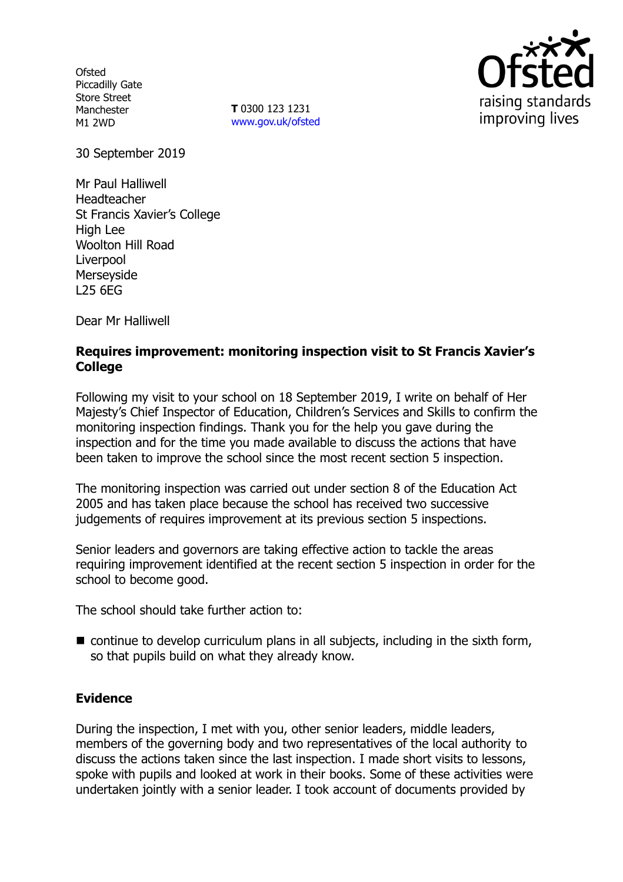Ofsted
Piccadilly Gate
Store Street
Manchester
M1 2WD

**T** 0300 123 1231
www.gov.uk/ofsted

raising standards
improving lives

30 September 2019

Mr Paul Halliwell
Headteacher
St Francis Xavier's College
High Lee
Woolton Hill Road
Liverpool
Merseyside
L25 6EG

Dear Mr Halliwell

**Requires improvement: monitoring inspection visit to St Francis Xavier's College**

Following my visit to your school on 18 September 2019, I write on behalf of Her Majesty's Chief Inspector of Education, Children's Services and Skills to confirm the monitoring inspection findings. Thank you for the help you gave during the inspection and for the time you made available to discuss the actions that have been taken to improve the school since the most recent section 5 inspection.

The monitoring inspection was carried out under section 8 of the Education Act 2005 and has taken place because the school has received two successive judgements of requires improvement at its previous section 5 inspections.

Senior leaders and governors are taking effective action to tackle the areas requiring improvement identified at the recent section 5 inspection in order for the school to become good.

The school should take further action to:

- continue to develop curriculum plans in all subjects, including in the sixth form, so that pupils build on what they already know.

## Evidence

During the inspection, I met with you, other senior leaders, middle leaders, members of the governing body and two representatives of the local authority to discuss the actions taken since the last inspection. I made short visits to lessons, spoke with pupils and looked at work in their books. Some of these activities were undertaken jointly with a senior leader. I took account of documents provided by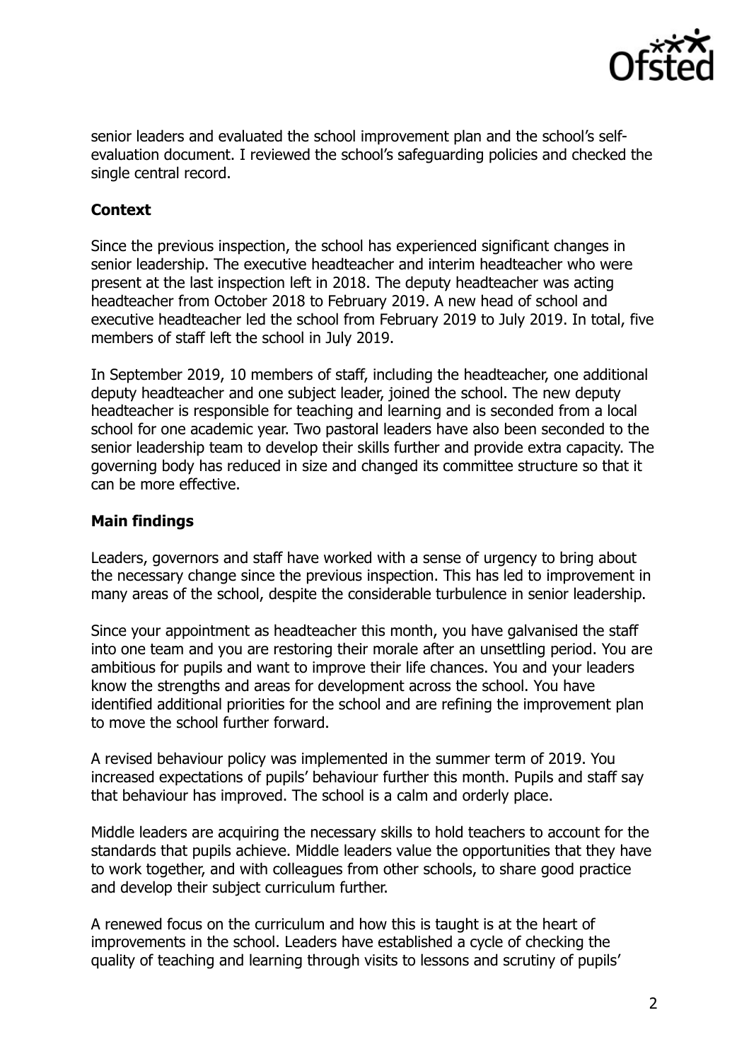senior leaders and evaluated the school improvement plan and the school's self-evaluation document. I reviewed the school's safeguarding policies and checked the single central record.

## Context

Since the previous inspection, the school has experienced significant changes in senior leadership. The executive headteacher and interim headteacher who were present at the last inspection left in 2018. The deputy headteacher was acting headteacher from October 2018 to February 2019. A new head of school and executive headteacher led the school from February 2019 to July 2019. In total, five members of staff left the school in July 2019.

In September 2019, 10 members of staff, including the headteacher, one additional deputy headteacher and one subject leader, joined the school. The new deputy headteacher is responsible for teaching and learning and is seconded from a local school for one academic year. Two pastoral leaders have also been seconded to the senior leadership team to develop their skills further and provide extra capacity. The governing body has reduced in size and changed its committee structure so that it can be more effective.

## Main findings

Leaders, governors and staff have worked with a sense of urgency to bring about the necessary change since the previous inspection. This has led to improvement in many areas of the school, despite the considerable turbulence in senior leadership.

Since your appointment as headteacher this month, you have galvanised the staff into one team and you are restoring their morale after an unsettling period. You are ambitious for pupils and want to improve their life chances. You and your leaders know the strengths and areas for development across the school. You have identified additional priorities for the school and are refining the improvement plan to move the school further forward.

A revised behaviour policy was implemented in the summer term of 2019. You increased expectations of pupils' behaviour further this month. Pupils and staff say that behaviour has improved. The school is a calm and orderly place.

Middle leaders are acquiring the necessary skills to hold teachers to account for the standards that pupils achieve. Middle leaders value the opportunities that they have to work together, and with colleagues from other schools, to share good practice and develop their subject curriculum further.

A renewed focus on the curriculum and how this is taught is at the heart of improvements in the school. Leaders have established a cycle of checking the quality of teaching and learning through visits to lessons and scrutiny of pupils'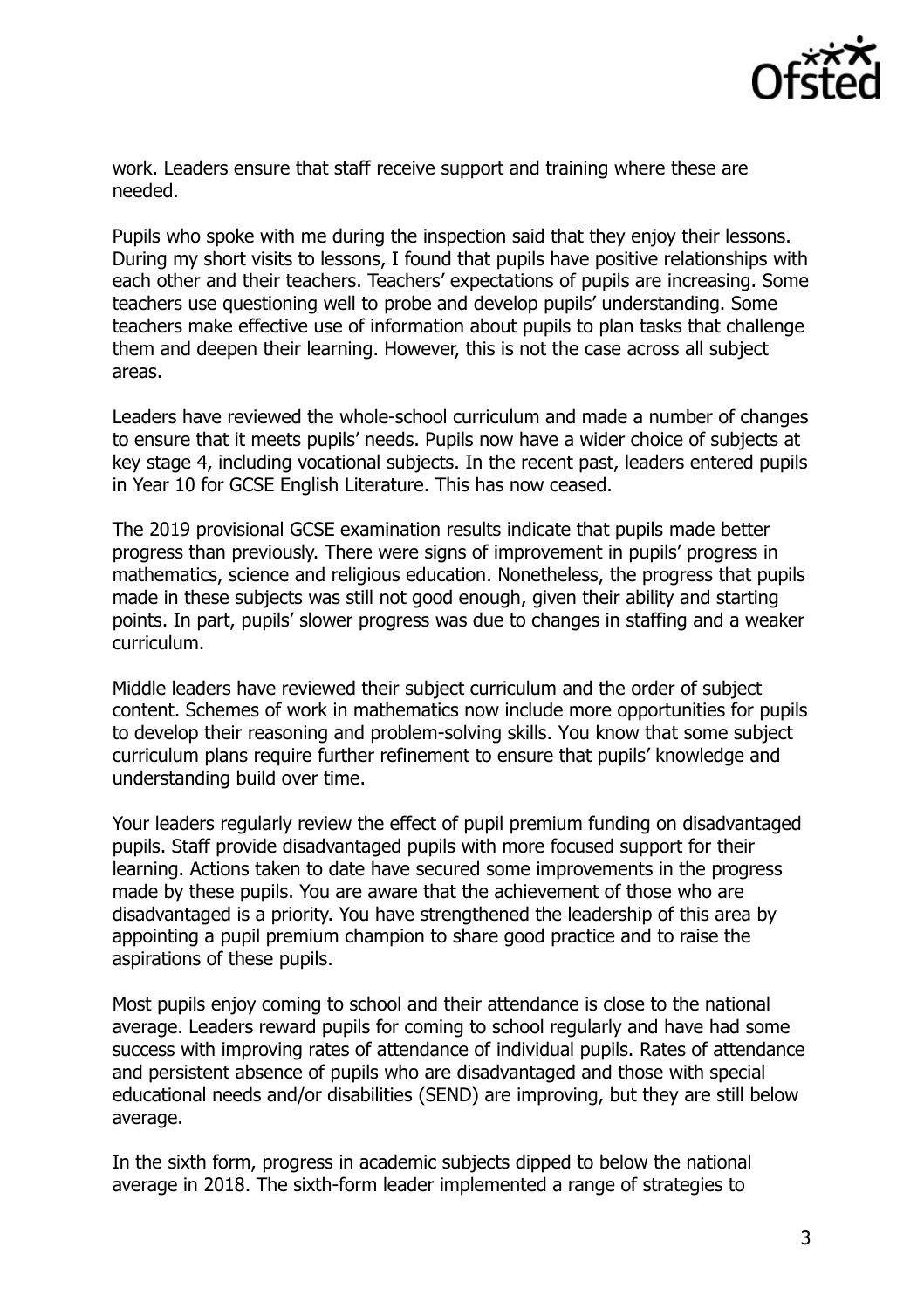work. Leaders ensure that staff receive support and training where these are needed.

Pupils who spoke with me during the inspection said that they enjoy their lessons. During my short visits to lessons, I found that pupils have positive relationships with each other and their teachers. Teachers' expectations of pupils are increasing. Some teachers use questioning well to probe and develop pupils' understanding. Some teachers make effective use of information about pupils to plan tasks that challenge them and deepen their learning. However, this is not the case across all subject areas.

Leaders have reviewed the whole-school curriculum and made a number of changes to ensure that it meets pupils' needs. Pupils now have a wider choice of subjects at key stage 4, including vocational subjects. In the recent past, leaders entered pupils in Year 10 for GCSE English Literature. This has now ceased.

The 2019 provisional GCSE examination results indicate that pupils made better progress than previously. There were signs of improvement in pupils' progress in mathematics, science and religious education. Nonetheless, the progress that pupils made in these subjects was still not good enough, given their ability and starting points. In part, pupils' slower progress was due to changes in staffing and a weaker curriculum.

Middle leaders have reviewed their subject curriculum and the order of subject content. Schemes of work in mathematics now include more opportunities for pupils to develop their reasoning and problem-solving skills. You know that some subject curriculum plans require further refinement to ensure that pupils' knowledge and understanding build over time.

Your leaders regularly review the effect of pupil premium funding on disadvantaged pupils. Staff provide disadvantaged pupils with more focused support for their learning. Actions taken to date have secured some improvements in the progress made by these pupils. You are aware that the achievement of those who are disadvantaged is a priority. You have strengthened the leadership of this area by appointing a pupil premium champion to share good practice and to raise the aspirations of these pupils.

Most pupils enjoy coming to school and their attendance is close to the national average. Leaders reward pupils for coming to school regularly and have had some success with improving rates of attendance of individual pupils. Rates of attendance and persistent absence of pupils who are disadvantaged and those with special educational needs and/or disabilities (SEND) are improving, but they are still below average.

In the sixth form, progress in academic subjects dipped to below the national average in 2018. The sixth-form leader implemented a range of strategies to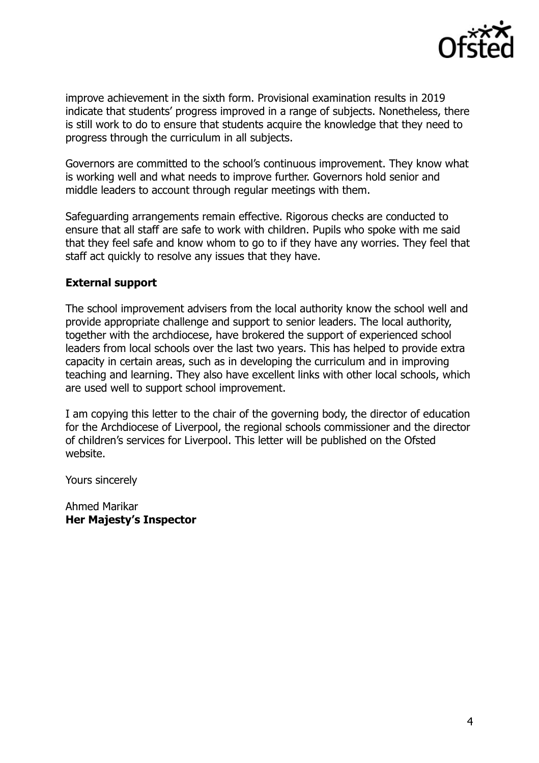improve achievement in the sixth form. Provisional examination results in 2019 indicate that students' progress improved in a range of subjects. Nonetheless, there is still work to do to ensure that students acquire the knowledge that they need to progress through the curriculum in all subjects.

Governors are committed to the school's continuous improvement. They know what is working well and what needs to improve further. Governors hold senior and middle leaders to account through regular meetings with them.

Safeguarding arrangements remain effective. Rigorous checks are conducted to ensure that all staff are safe to work with children. Pupils who spoke with me said that they feel safe and know whom to go to if they have any worries. They feel that staff act quickly to resolve any issues that they have.

**External support**

The school improvement advisers from the local authority know the school well and provide appropriate challenge and support to senior leaders. The local authority, together with the archdiocese, have brokered the support of experienced school leaders from local schools over the last two years. This has helped to provide extra capacity in certain areas, such as in developing the curriculum and in improving teaching and learning. They also have excellent links with other local schools, which are used well to support school improvement.

I am copying this letter to the chair of the governing body, the director of education for the Archdiocese of Liverpool, the regional schools commissioner and the director of children's services for Liverpool. This letter will be published on the Ofsted website.

Yours sincerely

Ahmed Marikar
**Her Majesty's Inspector**